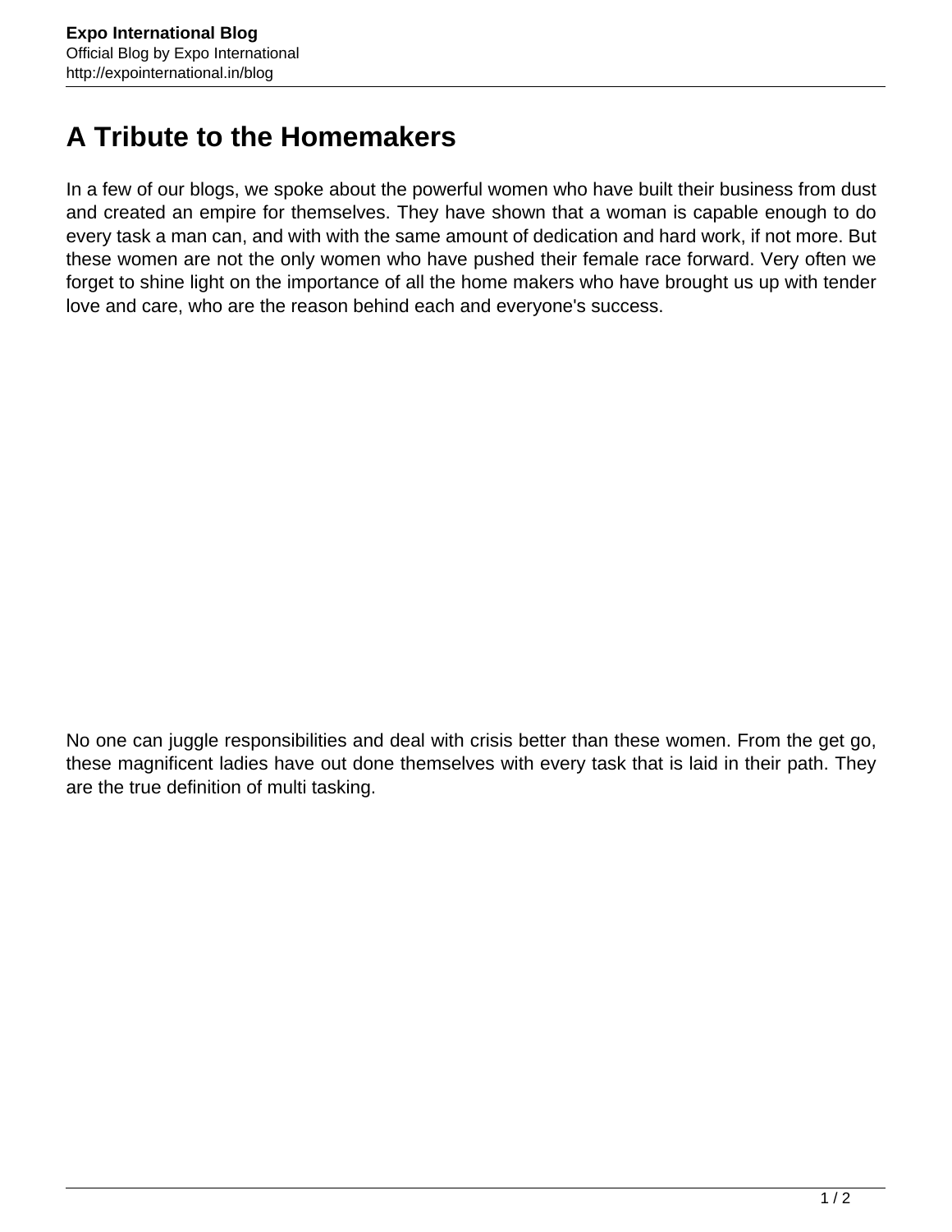# A Tribute to the Homemakers

In a few of our blogs, we spoke about the powerful women who have built their business from dust and created an empire for themselves. They have shown that a woman is capable enough to do every task a man can, and with with the same amount of dedication and hard work, if not more. But these women are not the only women who have pushed their female race forward. Very often we forget to shine light on the importance of all the home makers who have brought us up with tender love and care, who are the reason behind each and everyone's success.

No one can juggle responsibilities and deal with crisis better than these women. From the get go, these magnificent ladies have out done themselves with every task that is laid in their path. They are the true definition of multi tasking.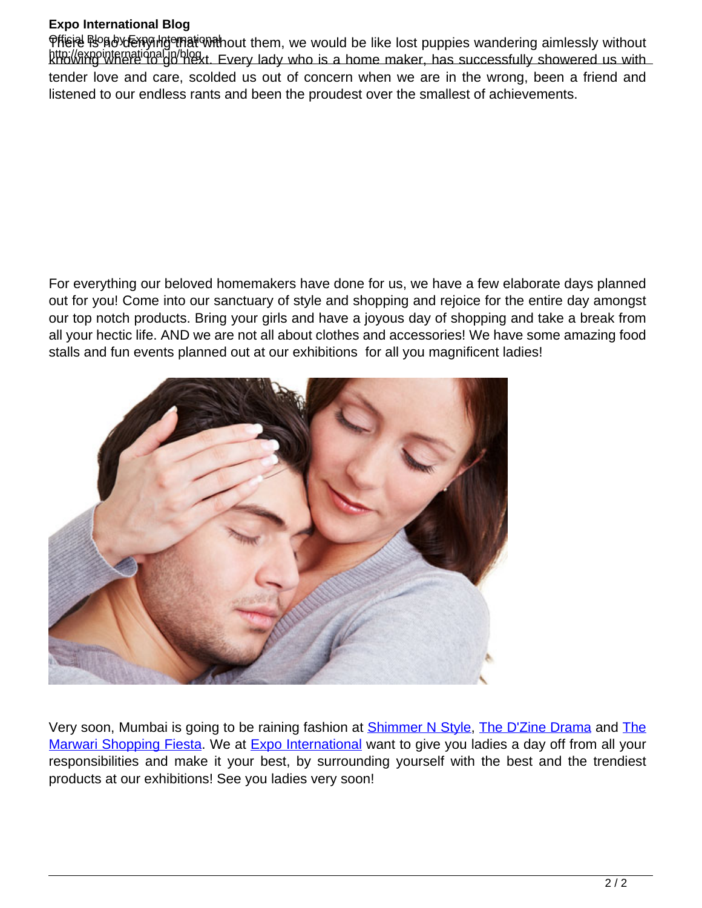There is no denying that without them, we would be like lost puppies wandering aimlessly without knowing where to go next. Every lady who is a home maker, has successfully showered us with tender love and care, scolded us out of concern when we are in the wrong, been a friend and listened to our endless rants and been the proudest over the smallest of achievements.

For everything our beloved homemakers have done for us, we have a few elaborate days planned out for you! Come into our sanctuary of style and shopping and rejoice for the entire day amongst our top notch products. Bring your girls and have a joyous day of shopping and take a break from all your hectic life. AND we are not all about clothes and accessories! We have some amazing food stalls and fun events planned out at our exhibitions  for all you magnificent ladies!

Very soon, Mumbai is going to be raining fashion at [Shimmer N Style](), [The D'Zine Drama]() and [The Marwari Shopping Fiesta](). We at [Expo International]() want to give you ladies a day off from all your responsibilities and make it your best, by surrounding yourself with the best and the trendiest products at our exhibitions! See you ladies very soon!